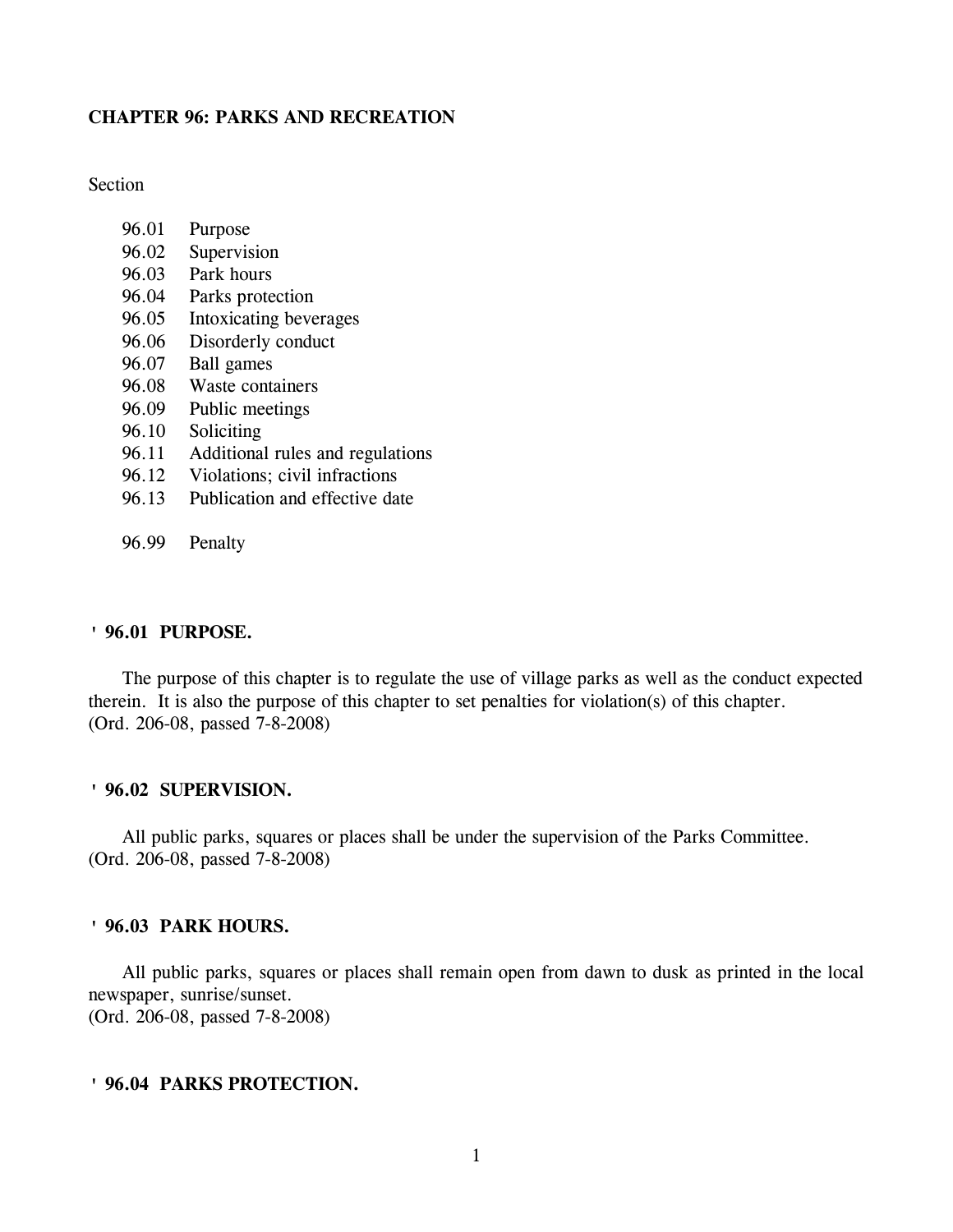# CHAPTER 96: PARKS AND RECREATION

Section

- 96.01 Purpose
- 96.02 Supervision
- 96.03 Park hours
- 96.04 Parks protection
- 96.05 Intoxicating beverages
- 96.06 Disorderly conduct
- 96.07 Ball games
- 96.08 Waste containers
- 96.09 Public meetings
- 96.10 Soliciting
- 96.11 Additional rules and regulations
- 96.12 Violations; civil infractions
- 96.13 Publication and effective date

- 96.99 Penalty

## ' 96.01 PURPOSE.

The purpose of this chapter is to regulate the use of village parks as well as the conduct expected therein. It is also the purpose of this chapter to set penalties for violation(s) of this chapter.
(Ord. 206-08, passed 7-8-2008)

## ' 96.02 SUPERVISION.

All public parks, squares or places shall be under the supervision of the Parks Committee.
(Ord. 206-08, passed 7-8-2008)

## ' 96.03 PARK HOURS.

All public parks, squares or places shall remain open from dawn to dusk as printed in the local newspaper, sunrise/sunset.
(Ord. 206-08, passed 7-8-2008)

## ' 96.04 PARKS PROTECTION.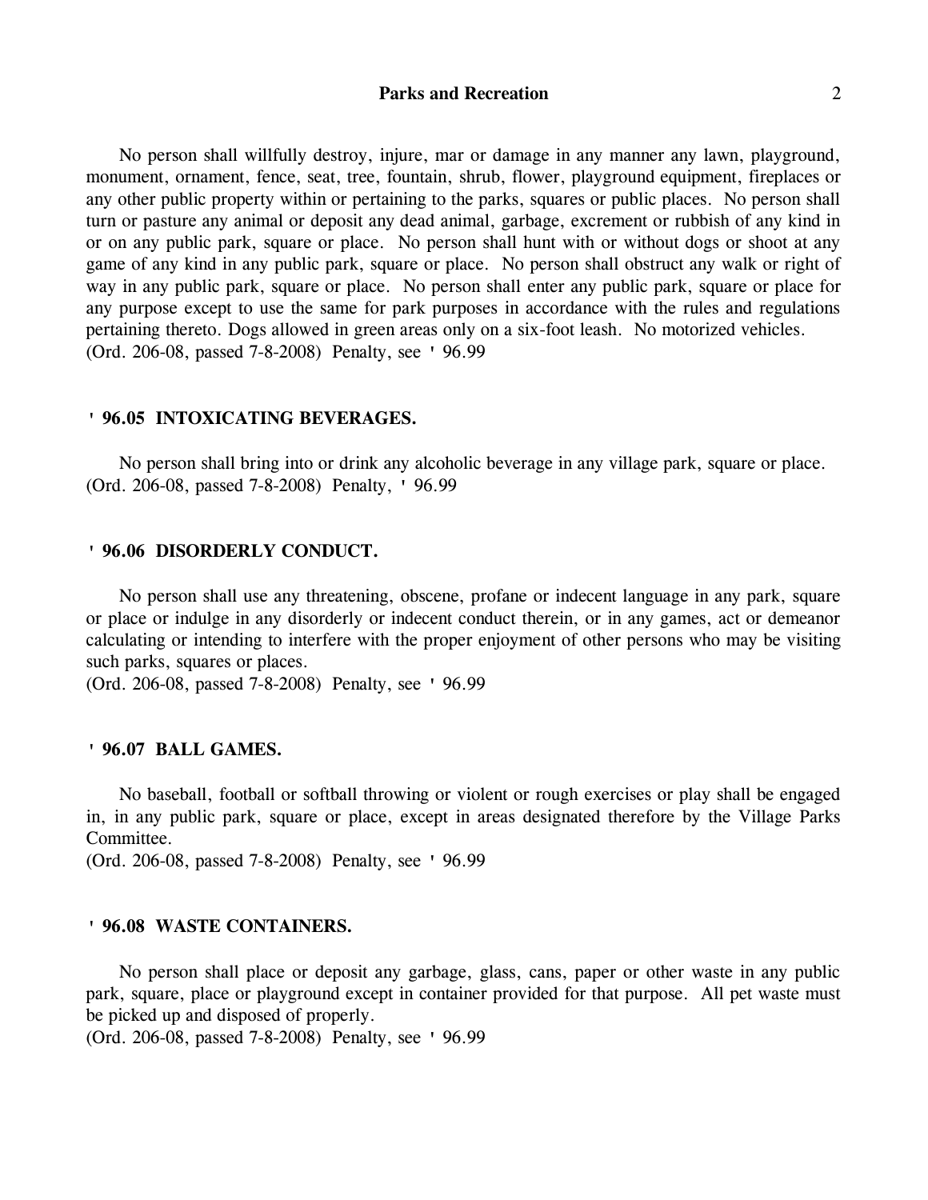No person shall willfully destroy, injure, mar or damage in any manner any lawn, playground, monument, ornament, fence, seat, tree, fountain, shrub, flower, playground equipment, fireplaces or any other public property within or pertaining to the parks, squares or public places. No person shall turn or pasture any animal or deposit any dead animal, garbage, excrement or rubbish of any kind in or on any public park, square or place. No person shall hunt with or without dogs or shoot at any game of any kind in any public park, square or place. No person shall obstruct any walk or right of way in any public park, square or place. No person shall enter any public park, square or place for any purpose except to use the same for park purposes in accordance with the rules and regulations pertaining thereto. Dogs allowed in green areas only on a six-foot leash. No motorized vehicles.
(Ord. 206-08, passed 7-8-2008) Penalty, see ' 96.99

### ' 96.05 INTOXICATING BEVERAGES.

No person shall bring into or drink any alcoholic beverage in any village park, square or place.
(Ord. 206-08, passed 7-8-2008) Penalty, ' 96.99

### ' 96.06 DISORDERLY CONDUCT.

No person shall use any threatening, obscene, profane or indecent language in any park, square or place or indulge in any disorderly or indecent conduct therein, or in any games, act or demeanor calculating or intending to interfere with the proper enjoyment of other persons who may be visiting such parks, squares or places.
(Ord. 206-08, passed 7-8-2008) Penalty, see ' 96.99

### ' 96.07 BALL GAMES.

No baseball, football or softball throwing or violent or rough exercises or play shall be engaged in, in any public park, square or place, except in areas designated therefore by the Village Parks Committee.
(Ord. 206-08, passed 7-8-2008) Penalty, see ' 96.99

### ' 96.08 WASTE CONTAINERS.

No person shall place or deposit any garbage, glass, cans, paper or other waste in any public park, square, place or playground except in container provided for that purpose. All pet waste must be picked up and disposed of properly.
(Ord. 206-08, passed 7-8-2008) Penalty, see ' 96.99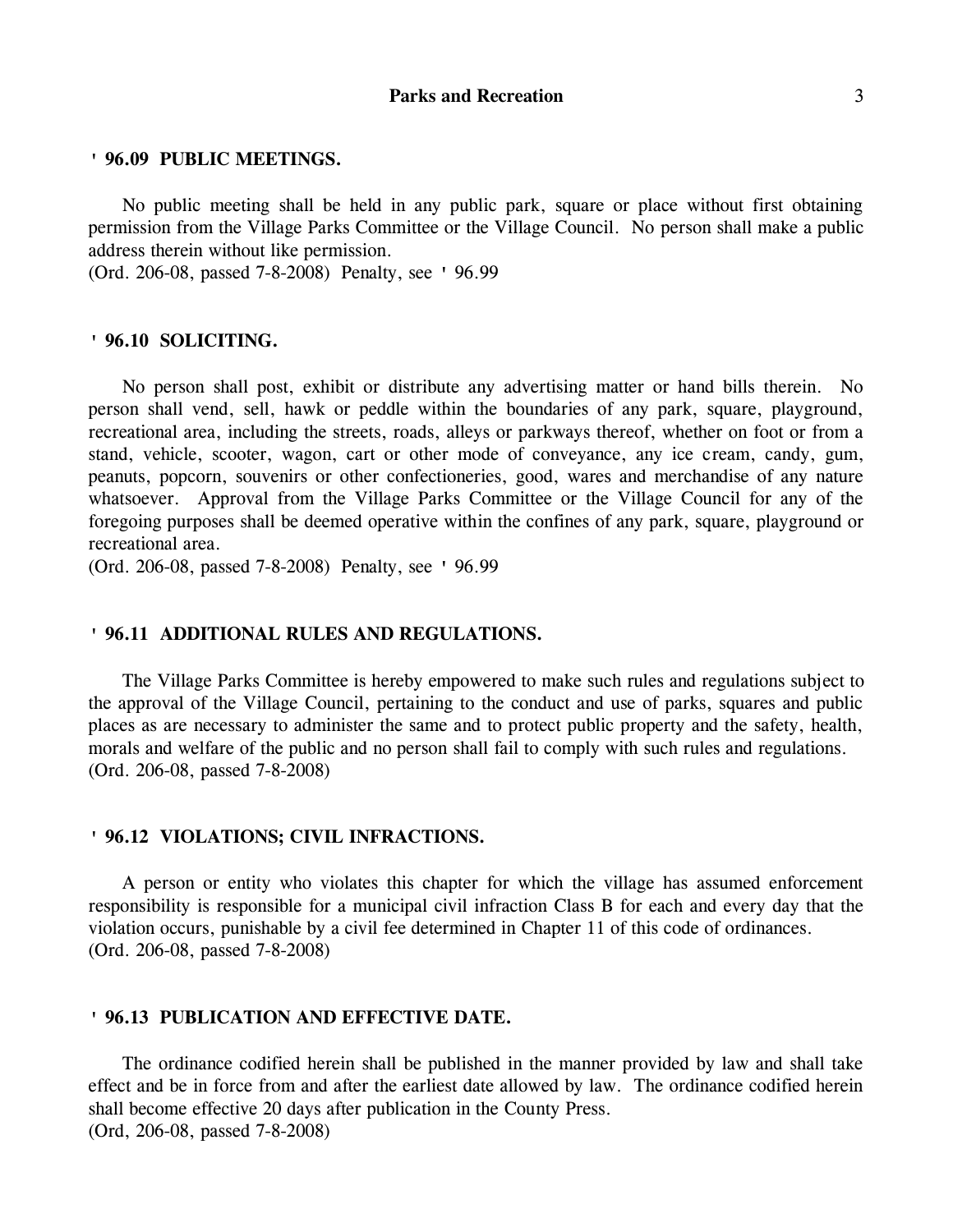### ' 96.09 PUBLIC MEETINGS.

No public meeting shall be held in any public park, square or place without first obtaining permission from the Village Parks Committee or the Village Council. No person shall make a public address therein without like permission.
(Ord. 206-08, passed 7-8-2008) Penalty, see ' 96.99

### ' 96.10 SOLICITING.

No person shall post, exhibit or distribute any advertising matter or hand bills therein. No person shall vend, sell, hawk or peddle within the boundaries of any park, square, playground, recreational area, including the streets, roads, alleys or parkways thereof, whether on foot or from a stand, vehicle, scooter, wagon, cart or other mode of conveyance, any ice cream, candy, gum, peanuts, popcorn, souvenirs or other confectioneries, good, wares and merchandise of any nature whatsoever. Approval from the Village Parks Committee or the Village Council for any of the foregoing purposes shall be deemed operative within the confines of any park, square, playground or recreational area.
(Ord. 206-08, passed 7-8-2008) Penalty, see ' 96.99

### ' 96.11 ADDITIONAL RULES AND REGULATIONS.

The Village Parks Committee is hereby empowered to make such rules and regulations subject to the approval of the Village Council, pertaining to the conduct and use of parks, squares and public places as are necessary to administer the same and to protect public property and the safety, health, morals and welfare of the public and no person shall fail to comply with such rules and regulations.
(Ord. 206-08, passed 7-8-2008)

### ' 96.12 VIOLATIONS; CIVIL INFRACTIONS.

A person or entity who violates this chapter for which the village has assumed enforcement responsibility is responsible for a municipal civil infraction Class B for each and every day that the violation occurs, punishable by a civil fee determined in Chapter 11 of this code of ordinances.
(Ord. 206-08, passed 7-8-2008)

### ' 96.13 PUBLICATION AND EFFECTIVE DATE.

The ordinance codified herein shall be published in the manner provided by law and shall take effect and be in force from and after the earliest date allowed by law. The ordinance codified herein shall become effective 20 days after publication in the County Press.
(Ord, 206-08, passed 7-8-2008)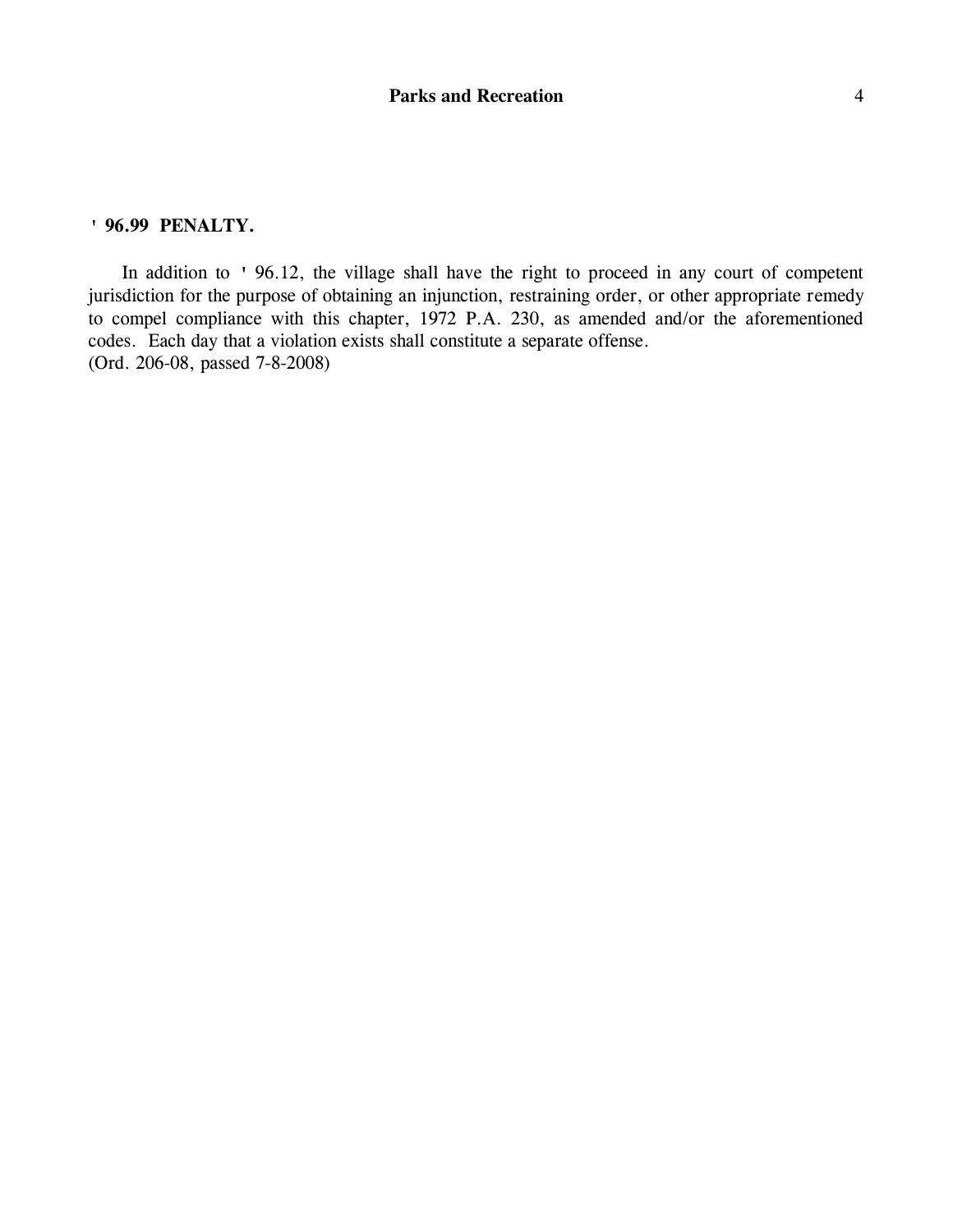### ' 96.99 PENALTY.

In addition to ' 96.12, the village shall have the right to proceed in any court of competent jurisdiction for the purpose of obtaining an injunction, restraining order, or other appropriate remedy to compel compliance with this chapter, 1972 P.A. 230, as amended and/or the aforementioned codes. Each day that a violation exists shall constitute a separate offense.
(Ord. 206-08, passed 7-8-2008)